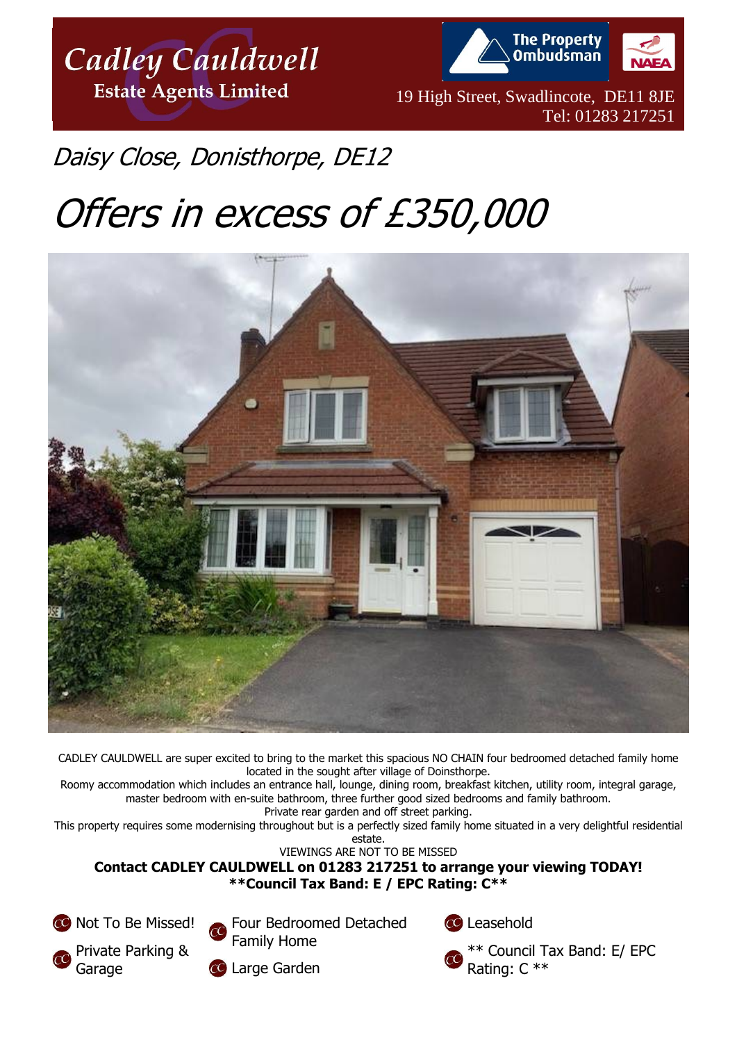# Cadley Cauldwell Estate Agents Limited

19 High Street, Swadlincote, DE11 8JE
Tel: 01283 217251

## Daisy Close, Donisthorpe, DE12

# Offers in excess of £350,000

CADLEY CAULDWELL are super excited to bring to the market this spacious NO CHAIN four bedroomed detached family home located in the sought after village of Doinsthorpe.

Roomy accommodation which includes an entrance hall, lounge, dining room, breakfast kitchen, utility room, integral garage, master bedroom with en-suite bathroom, three further good sized bedrooms and family bathroom.

Private rear garden and off street parking.

This property requires some modernising throughout but is a perfectly sized family home situated in a very delightful residential estate.

VIEWINGS ARE NOT TO BE MISSED

**Contact CADLEY CAULDWELL on 01283 217251 to arrange your viewing TODAY!**

****Council Tax Band: E / EPC Rating: C****

- Not To Be Missed!
- Private Parking & Garage
- Four Bedroomed Detached Family Home
- Large Garden
- Leasehold
- ** Council Tax Band: E/ EPC Rating: C **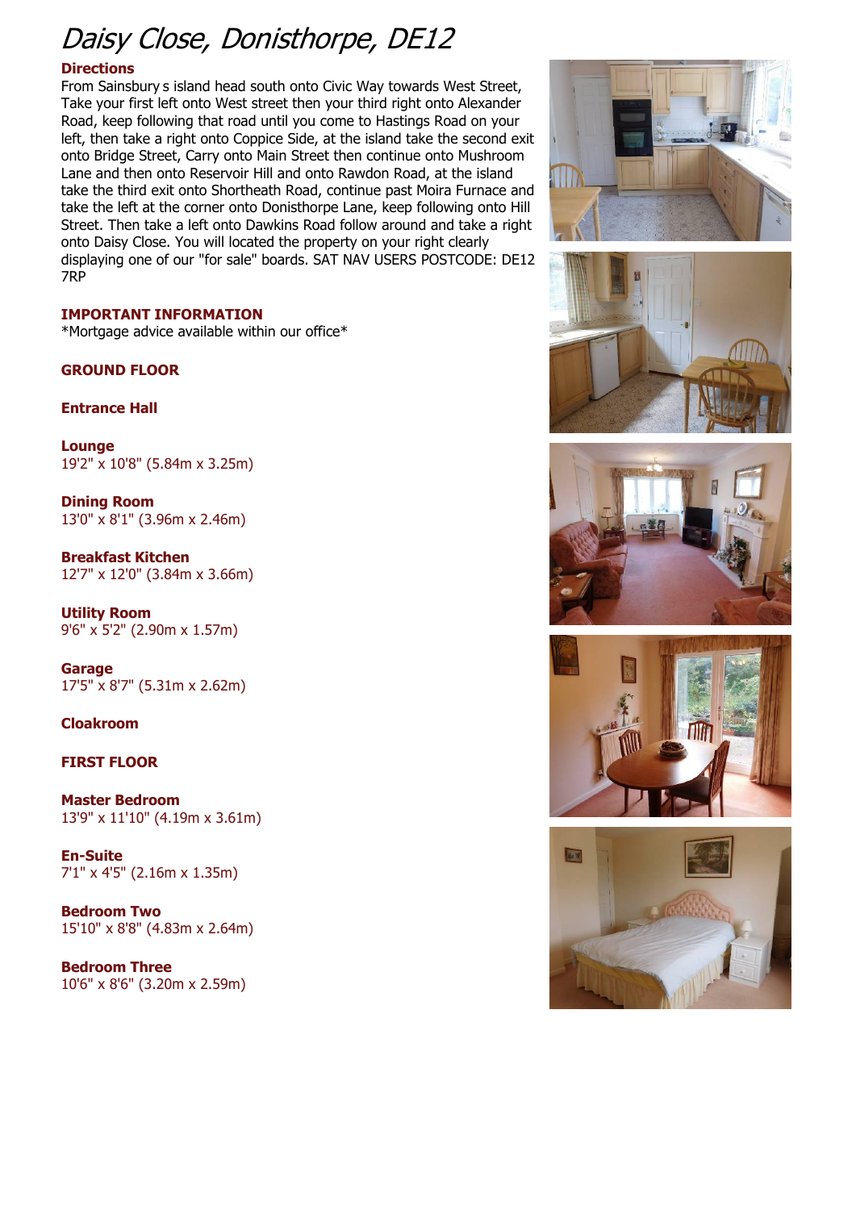# Daisy Close, Donisthorpe, DE12

## Directions

From Sainsbury s island head south onto Civic Way towards West Street, Take your first left onto West street then your third right onto Alexander Road, keep following that road until you come to Hastings Road on your left, then take a right onto Coppice Side, at the island take the second exit onto Bridge Street, Carry onto Main Street then continue onto Mushroom Lane and then onto Reservoir Hill and onto Rawdon Road, at the island take the third exit onto Shortheath Road, continue past Moira Furnace and take the left at the corner onto Donisthorpe Lane, keep following onto Hill Street. Then take a left onto Dawkins Road follow around and take a right onto Daisy Close. You will located the property on your right clearly displaying one of our "for sale" boards. SAT NAV USERS POSTCODE: DE12 7RP

## IMPORTANT INFORMATION

*Mortgage advice available within our office*

## GROUND FLOOR

### Entrance Hall

### Lounge
19'2" x 10'8" (5.84m x 3.25m)

### Dining Room
13'0" x 8'1" (3.96m x 2.46m)

### Breakfast Kitchen
12'7" x 12'0" (3.84m x 3.66m)

### Utility Room
9'6" x 5'2" (2.90m x 1.57m)

### Garage
17'5" x 8'7" (5.31m x 2.62m)

### Cloakroom

## FIRST FLOOR

### Master Bedroom
13'9" x 11'10" (4.19m x 3.61m)

### En-Suite
7'1" x 4'5" (2.16m x 1.35m)

### Bedroom Two
15'10" x 8'8" (4.83m x 2.64m)

### Bedroom Three
10'6" x 8'6" (3.20m x 2.59m)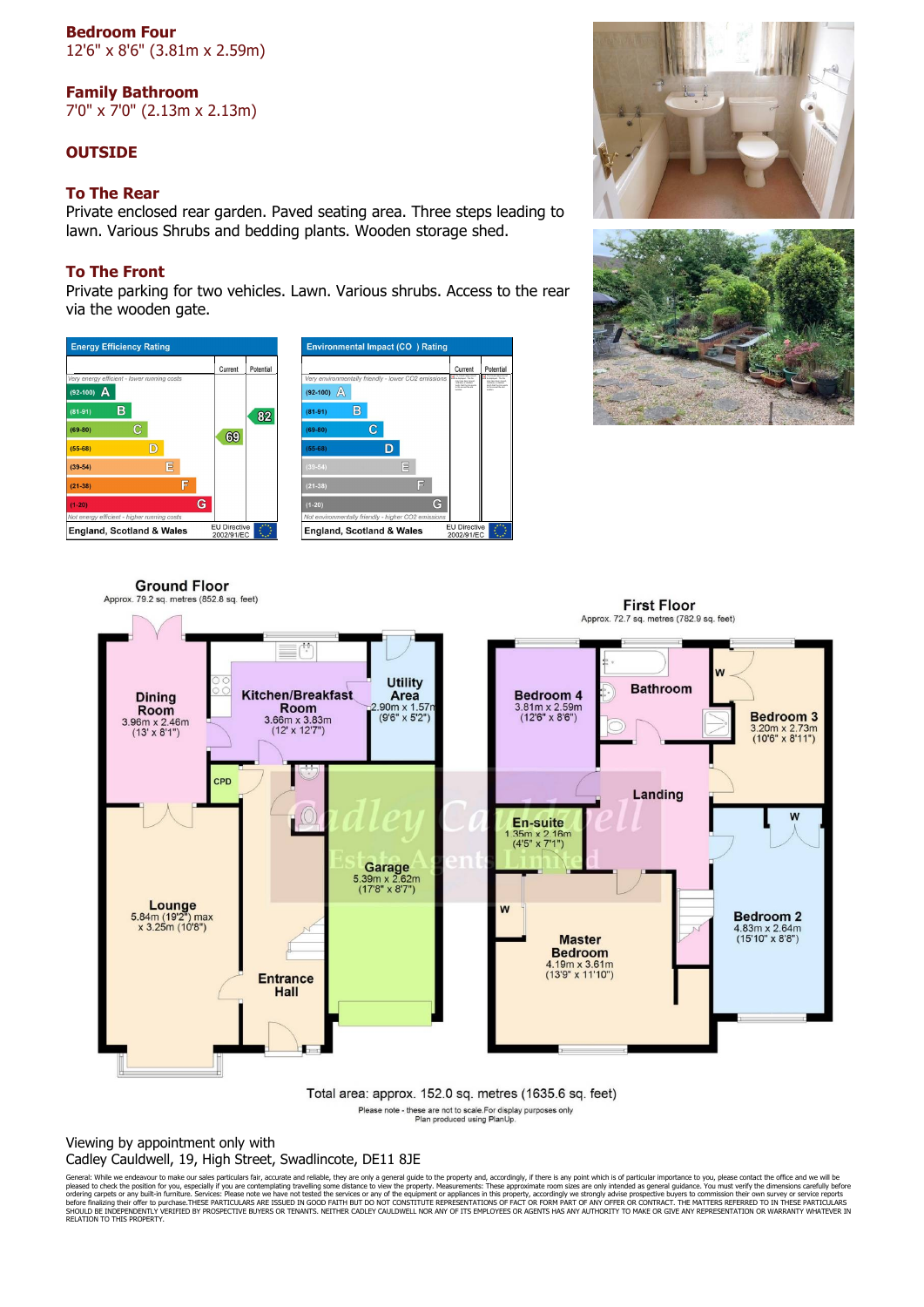### Bedroom Four
12'6" x 8'6" (3.81m x 2.59m)

### Family Bathroom
7'0" x 7'0" (2.13m x 2.13m)

## OUTSIDE

### To The Rear
Private enclosed rear garden. Paved seating area. Three steps leading to lawn. Various Shrubs and bedding plants. Wooden storage shed.

### To The Front
Private parking for two vehicles. Lawn. Various shrubs. Access to the rear via the wooden gate.

**Energy Efficiency Rating**

Current | Potential

Very energy efficient - lower running costs

(92-100) A

(81-91) B

(69-80) C

(55-68) D

(39-54) E

(21-38) F

(1-20) G

Not energy efficient - higher running costs

Current: 69

Potential: 82

England, Scotland & Wales — EU Directive 2002/91/EC

**Environmental Impact ($CO_2$) Rating**

Current | Potential

Very environmentally friendly - lower CO2 emissions

(92-100) A

(81-91) B

(69-80) C

(55-68) D

(39-54) E

(21-38) F

(1-20) G

Not environmentally friendly - higher CO2 emissions

England, Scotland & Wales — EU Directive 2002/91/EC

**Ground Floor**
Approx. 79.2 sq. metres (852.8 sq. feet)

Dining Room 3.96m x 2.46m (13' x 8'1")

Kitchen/Breakfast Room 3.66m x 3.83m (12' x 12'7")

Utility Area 2.90m x 1.57m (9'6" x 5'2")

CPD

Lounge 5.84m (19'2") max x 3.25m (10'8")

Garage 5.39m x 2.62m (17'8" x 8'7")

Entrance Hall

**First Floor**
Approx. 72.7 sq. metres (782.9 sq. feet)

Bedroom 4 3.81m x 2.59m (12'6" x 8'6")

Bathroom

Bedroom 3 3.20m x 2.73m (10'6" x 8'11")

Landing

En-suite 1.35m x 2.16m (4'5" x 7'1")

Bedroom 2 4.83m x 2.64m (15'10" x 8'8")

Master Bedroom 4.19m x 3.61m (13'9" x 11'10")

Cadley Cauldwell Estate Agents Limited

Total area: approx. 152.0 sq. metres (1635.6 sq. feet)

Please note - these are not to scale.For display purposes only
Plan produced using PlanUp.

Viewing by appointment only with
Cadley Cauldwell, 19, High Street, Swadlincote, DE11 8JE

General: While we endeavour to make our sales particulars fair, accurate and reliable, they are only a general guide to the property and, accordingly, if there is any point which is of particular importance to you, please contact the office and we will be pleased to check the position for you, especially if you are contemplating travelling some distance to view the property. Measurements: These approximate room sizes are only intended as general guidance. You must verify the dimensions carefully before ordering carpets or any built-in furniture. Services: Please note we have not tested the services or any of the equipment or appliances in this property, accordingly we strongly advise prospective buyers to commission their own survey or service reports before finalizing their offer to purchase.THESE PARTICULARS ARE ISSUED IN GOOD FAITH BUT DO NOT CONSTITUTE REPRESENTATIONS OF FACT OR FORM PART OF ANY OFFER OR CONTRACT. THE MATTERS REFERRED TO IN THESE PARTICULARS SHOULD BE INDEPENDENTLY VERIFIED BY PROSPECTIVE BUYERS OR TENANTS. NEITHER CADLEY CAULDWELL NOR ANY OF ITS EMPLOYEES OR AGENTS HAS ANY AUTHORITY TO MAKE OR GIVE ANY REPRESENTATION OR WARRANTY WHATEVER IN RELATION TO THIS PROPERTY.